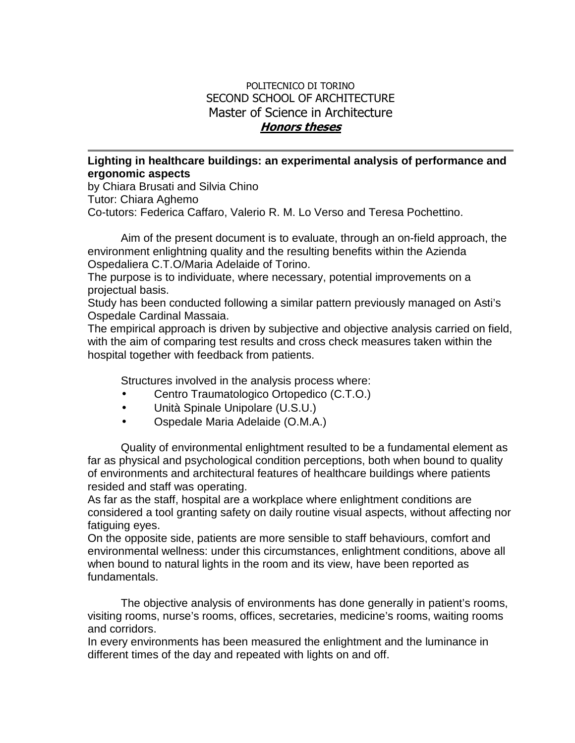POLITECNICO DI TORINO
SECOND SCHOOL OF ARCHITECTURE
Master of Science in Architecture
***Honors theses***

---

**Lighting in healthcare buildings: an experimental analysis of performance and ergonomic aspects**

by Chiara Brusati and Silvia Chino
Tutor: Chiara Aghemo
Co-tutors: Federica Caffaro, Valerio R. M. Lo Verso and Teresa Pochettino.

Aim of the present document is to evaluate, through an on-field approach, the environment enlightning quality and the resulting benefits within the Azienda Ospedaliera C.T.O/Maria Adelaide of Torino.
The purpose is to individuate, where necessary, potential improvements on a projectual basis.
Study has been conducted following a similar pattern previously managed on Asti's Ospedale Cardinal Massaia.
The empirical approach is driven by subjective and objective analysis carried on field, with the aim of comparing test results and cross check measures taken within the hospital together with feedback from patients.

Structures involved in the analysis process where:

- Centro Traumatologico Ortopedico (C.T.O.)
- Unità Spinale Unipolare (U.S.U.)
- Ospedale Maria Adelaide (O.M.A.)

Quality of environmental enlightment resulted to be a fundamental element as far as physical and psychological condition perceptions, both when bound to quality of environments and architectural features of healthcare buildings where patients resided and staff was operating.
As far as the staff, hospital are a workplace where enlightment conditions are considered a tool granting safety on daily routine visual aspects, without affecting nor fatiguing eyes.
On the opposite side, patients are more sensible to staff behaviours, comfort and environmental wellness: under this circumstances, enlightment conditions, above all when bound to natural lights in the room and its view, have been reported as fundamentals.

The objective analysis of environments has done generally in patient's rooms, visiting rooms, nurse's rooms, offices, secretaries, medicine's rooms, waiting rooms and corridors.
In every environments has been measured the enlightment and the luminance in different times of the day and repeated with lights on and off.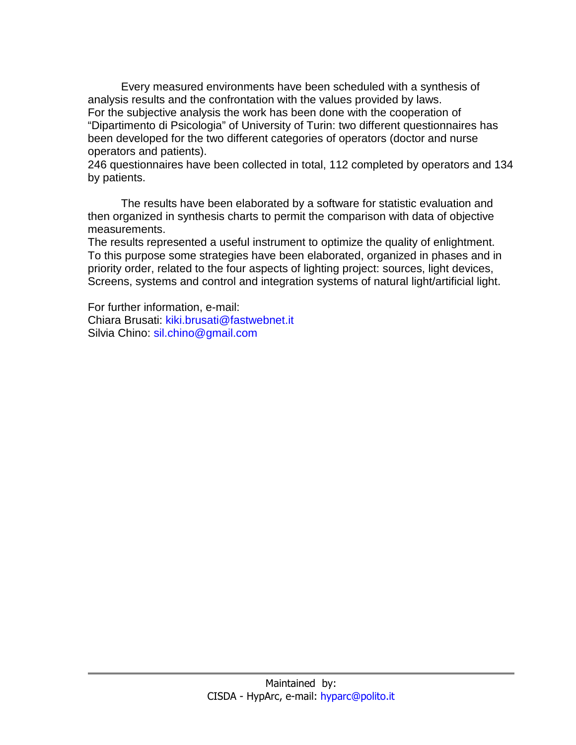Every measured environments have been scheduled with a synthesis of analysis results and the confrontation with the values provided by laws.
For the subjective analysis the work has been done with the cooperation of "Dipartimento di Psicologia" of University of Turin: two different questionnaires has been developed for the two different categories of operators (doctor and nurse operators and patients).
246 questionnaires have been collected in total, 112 completed by operators and 134 by patients.

The results have been elaborated by a software for statistic evaluation and then organized in synthesis charts to permit the comparison with data of objective measurements.
The results represented a useful instrument to optimize the quality of enlightment.
To this purpose some strategies have been elaborated, organized in phases and in priority order, related to the four aspects of lighting project: sources, light devices, Screens, systems and control and integration systems of natural light/artificial light.

For further information, e-mail:
Chiara Brusati: kiki.brusati@fastwebnet.it
Silvia Chino: sil.chino@gmail.com

---

Maintained by:
CISDA - HypArc, e-mail: hyparc@polito.it